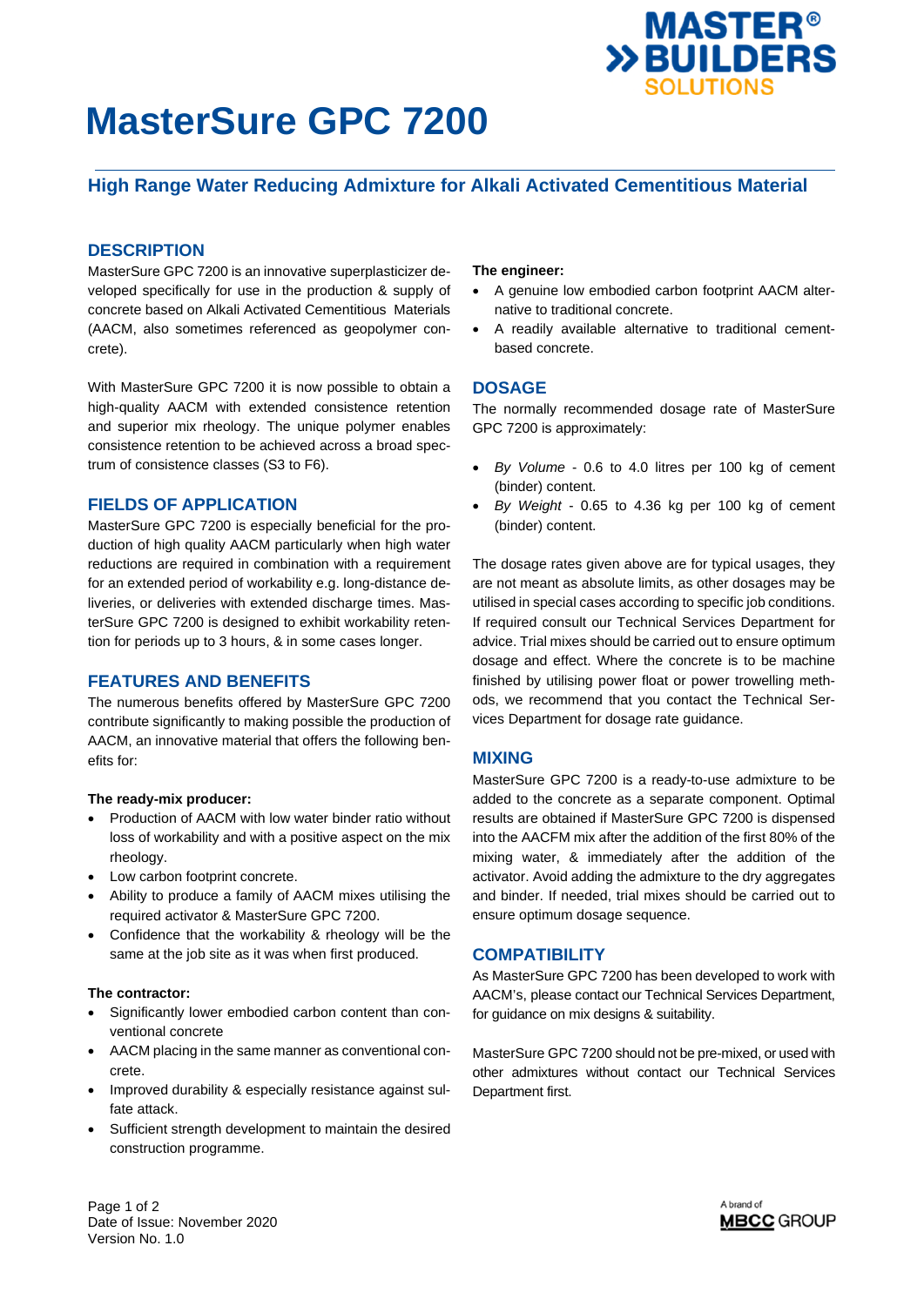// MasterSure GPC 7200 — page 1 transcription (document id 1d80ed1a3d3e)
# MasterSure GPC 7200

## High Range Water Reducing Admixture for Alkali Activated Cementitious Material

## DESCRIPTION

MasterSure GPC 7200 is an innovative superplasticizer developed specifically for use in the production & supply of concrete based on Alkali Activated Cementitious Materials (AACM, also sometimes referenced as geopolymer concrete).

With MasterSure GPC 7200 it is now possible to obtain a high-quality AACM with extended consistence retention and superior mix rheology. The unique polymer enables consistence retention to be achieved across a broad spectrum of consistence classes (S3 to F6).

## FIELDS OF APPLICATION

MasterSure GPC 7200 is especially beneficial for the production of high quality AACM particularly when high water reductions are required in combination with a requirement for an extended period of workability e.g. long-distance deliveries, or deliveries with extended discharge times. MasterSure GPC 7200 is designed to exhibit workability retention for periods up to 3 hours, & in some cases longer.

## FEATURES AND BENEFITS

The numerous benefits offered by MasterSure GPC 7200 contribute significantly to making possible the production of AACM, an innovative material that offers the following benefits for:

**The ready-mix producer:**

- Production of AACM with low water binder ratio without loss of workability and with a positive aspect on the mix rheology.
- Low carbon footprint concrete.
- Ability to produce a family of AACM mixes utilising the required activator & MasterSure GPC 7200.
- Confidence that the workability & rheology will be the same at the job site as it was when first produced.

**The contractor:**

- Significantly lower embodied carbon content than conventional concrete
- AACM placing in the same manner as conventional concrete.
- Improved durability & especially resistance against sulfate attack.
- Sufficient strength development to maintain the desired construction programme.

**The engineer:**

- A genuine low embodied carbon footprint AACM alternative to traditional concrete.
- A readily available alternative to traditional cement-based concrete.

## DOSAGE

The normally recommended dosage rate of MasterSure GPC 7200 is approximately:

- *By Volume* - 0.6 to 4.0 litres per 100 kg of cement (binder) content.
- *By Weight* - 0.65 to 4.36 kg per 100 kg of cement (binder) content.

The dosage rates given above are for typical usages, they are not meant as absolute limits, as other dosages may be utilised in special cases according to specific job conditions. If required consult our Technical Services Department for advice. Trial mixes should be carried out to ensure optimum dosage and effect. Where the concrete is to be machine finished by utilising power float or power trowelling methods, we recommend that you contact the Technical Services Department for dosage rate guidance.

## MIXING

MasterSure GPC 7200 is a ready-to-use admixture to be added to the concrete as a separate component. Optimal results are obtained if MasterSure GPC 7200 is dispensed into the AACFM mix after the addition of the first 80% of the mixing water, & immediately after the addition of the activator. Avoid adding the admixture to the dry aggregates and binder. If needed, trial mixes should be carried out to ensure optimum dosage sequence.

## COMPATIBILITY

As MasterSure GPC 7200 has been developed to work with AACM's, please contact our Technical Services Department, for guidance on mix designs & suitability.

MasterSure GPC 7200 should not be pre-mixed, or used with other admixtures without contact our Technical Services Department first.

Date of Issue: November 2020
Version No. 1.0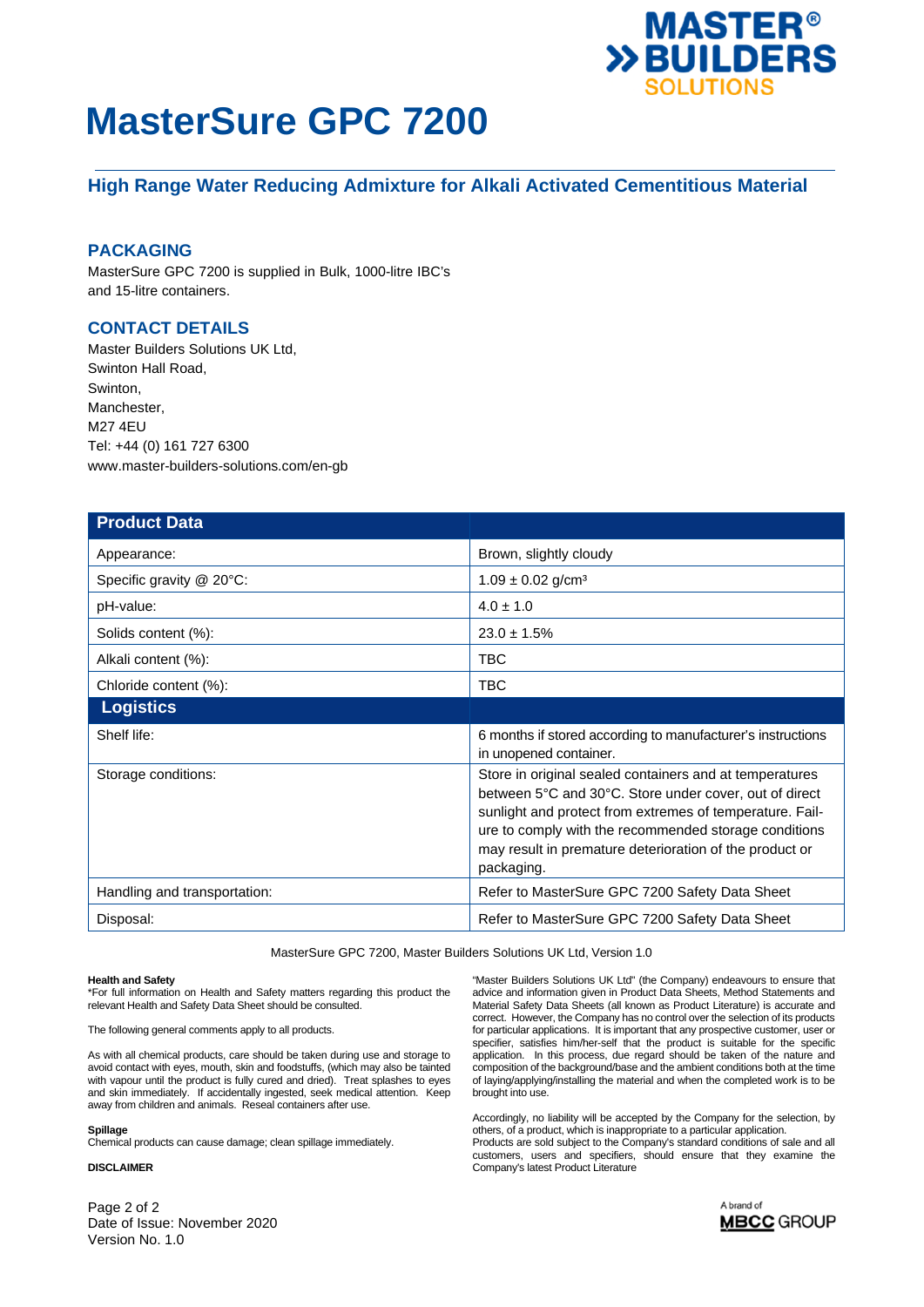# MasterSure GPC 7200

## High Range Water Reducing Admixture for Alkali Activated Cementitious Material

### PACKAGING

MasterSure GPC 7200 is supplied in Bulk, 1000-litre IBC's and 15-litre containers.

### CONTACT DETAILS

Master Builders Solutions UK Ltd,
Swinton Hall Road,
Swinton,
Manchester,
M27 4EU
Tel: +44 (0) 161 727 6300
www.master-builders-solutions.com/en-gb

| **Product Data** | |
|---|---|
| Appearance: | Brown, slightly cloudy |
| Specific gravity @ 20°C: | 1.09 ± 0.02 g/cm³ |
| pH-value: | 4.0 ± 1.0 |
| Solids content (%): | 23.0 ± 1.5% |
| Alkali content (%): | TBC |
| Chloride content (%): | TBC |
| **Logistics** | |
| Shelf life: | 6 months if stored according to manufacturer's instructions in unopened container. |
| Storage conditions: | Store in original sealed containers and at temperatures between 5°C and 30°C. Store under cover, out of direct sunlight and protect from extremes of temperature. Failure to comply with the recommended storage conditions may result in premature deterioration of the product or packaging. |
| Handling and transportation: | Refer to MasterSure GPC 7200 Safety Data Sheet |
| Disposal: | Refer to MasterSure GPC 7200 Safety Data Sheet |

MasterSure GPC 7200, Master Builders Solutions UK Ltd, Version 1.0

**Health and Safety**
*For full information on Health and Safety matters regarding this product the relevant Health and Safety Data Sheet should be consulted.

The following general comments apply to all products.

As with all chemical products, care should be taken during use and storage to avoid contact with eyes, mouth, skin and foodstuffs, (which may also be tainted with vapour until the product is fully cured and dried). Treat splashes to eyes and skin immediately. If accidentally ingested, seek medical attention. Keep away from children and animals. Reseal containers after use.

**Spillage**
Chemical products can cause damage; clean spillage immediately.

**DISCLAIMER**

"Master Builders Solutions UK Ltd" (the Company) endeavours to ensure that advice and information given in Product Data Sheets, Method Statements and Material Safety Data Sheets (all known as Product Literature) is accurate and correct. However, the Company has no control over the selection of its products for particular applications. It is important that any prospective customer, user or specifier, satisfies him/her-self that the product is suitable for the specific application. In this process, due regard should be taken of the nature and composition of the background/base and the ambient conditions both at the time of laying/applying/installing the material and when the completed work is to be brought into use.

Accordingly, no liability will be accepted by the Company for the selection, by others, of a product, which is inappropriate to a particular application.
Products are sold subject to the Company's standard conditions of sale and all customers, users and specifiers, should ensure that they examine the Company's latest Product Literature

Date of Issue: November 2020
Version No. 1.0